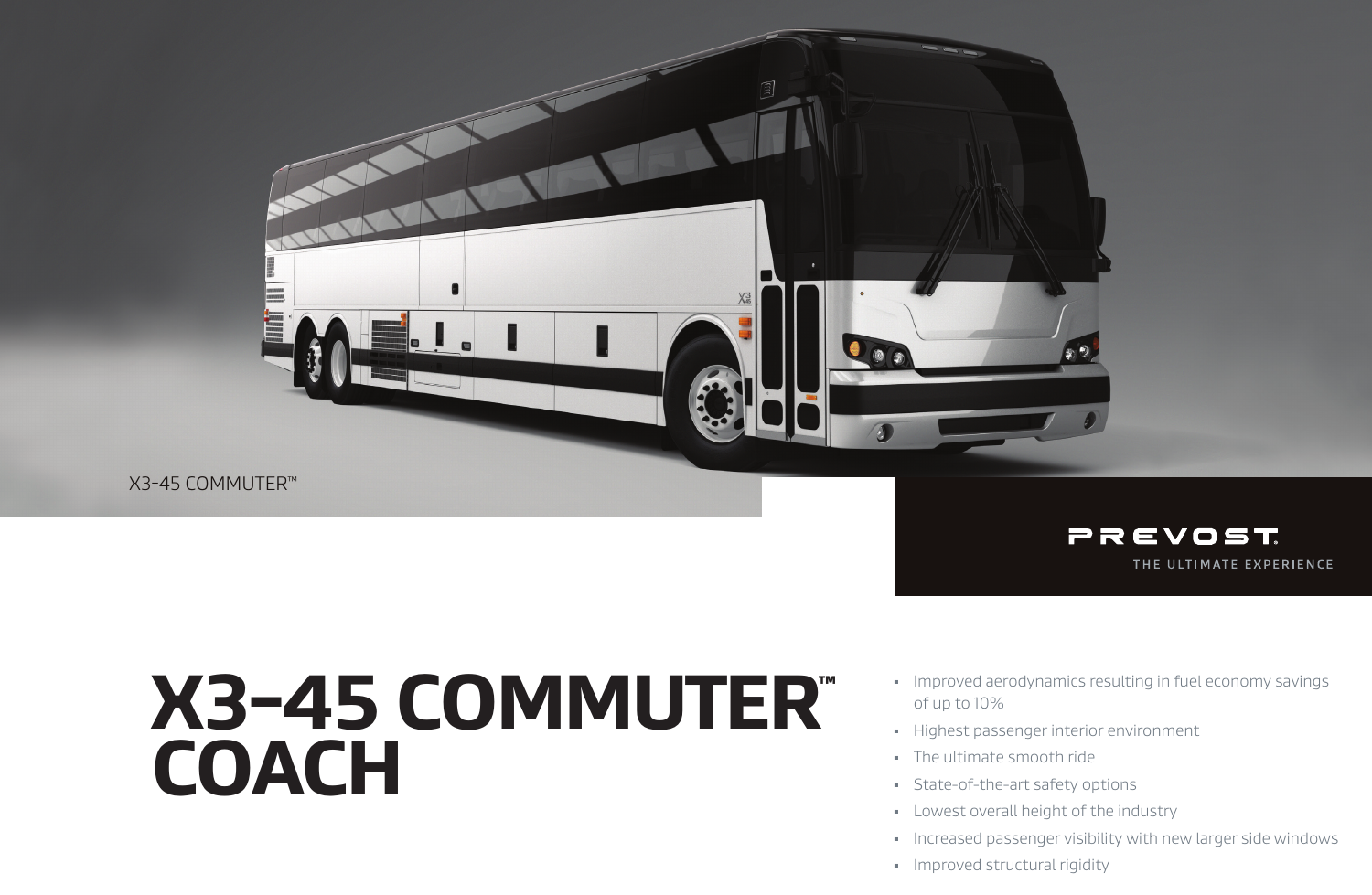X3-45 COMMUTER™

PREVOST

THE ULTIMATE EXPERIENCE

# X3-45 COMMUTER™ COACH

- Improved aerodynamics resulting in fuel economy savings of up to 10%
- Highest passenger interior environment
- The ultimate smooth ride
- State-of-the-art safety options
- Lowest overall height of the industry
- Increased passenger visibility with new larger side windows
- Improved structural rigidity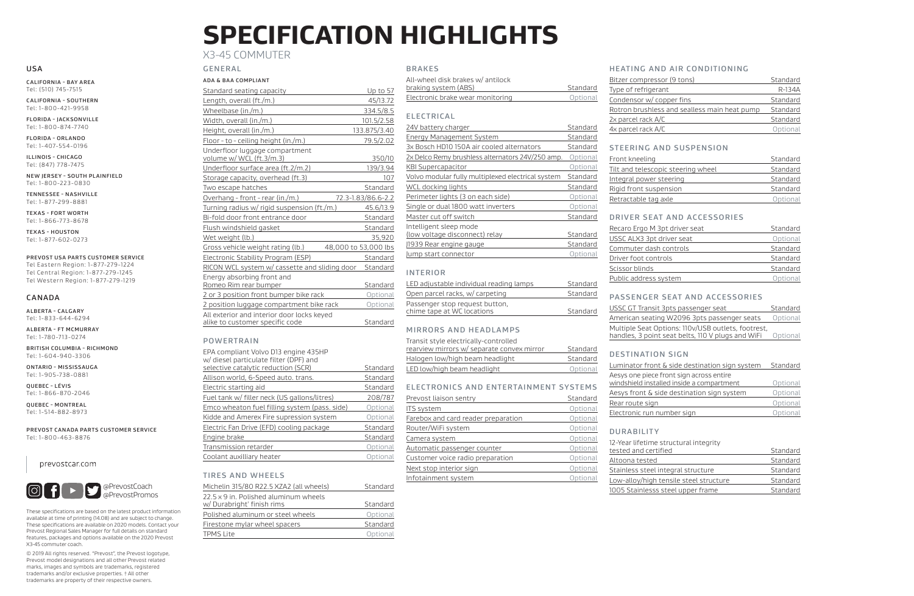# SPECIFICATION HIGHLIGHTS

X3-45 COMMUTER

## USA

CALIFORNIA - BAY AREA
Tel: (510) 745-7515

CALIFORNIA - SOUTHERN
Tel: 1-800-421-9958

FLORIDA - JACKSONVILLE
Tel: 1-800-874-7740

FLORIDA - ORLANDO
Tel: 1-407-554-0196

ILLINOIS - CHICAGO
Tel: (847) 778-7475

NEW JERSEY - SOUTH PLAINFIELD
Tel: 1-800-223-0830

TENNESSEE - NASHVILLE
Tel: 1-877-299-8881

TEXAS - FORT WORTH
Tel: 1-866-773-8678

TEXAS - HOUSTON
Tel: 1-877-602-0273

PREVOST USA PARTS CUSTOMER SERVICE
Tel Eastern Region: 1-877-279-1224
Tel Central Region: 1-877-279-1245
Tel Western Region: 1-877-279-1219

## CANADA

ALBERTA - CALGARY
Tel: 1-833-644-6294

ALBERTA - FT MCMURRAY
Tel: 1-780-713-0274

BRITISH COLUMBIA - RICHMOND
Tel: 1-604-940-3306

ONTARIO - MISSISSAUGA
Tel: 1-905-738-0881

QUEBEC - LÉVIS
Tel: 1-866-870-2046

QUEBEC - MONTREAL
Tel: 1-514-882-8973

PREVOST CANADA PARTS CUSTOMER SERVICE
Tel: 1-800-463-8876

prevostcar.com

@PrevostCoach
@PrevostPromos

These specifications are based on the latest product information available at time of printing (14.08) and are subject to change. These specifications are available on 2020 models. Contact your Prevost Regional Sales Manager for full details on standard features, packages and options available on the 2020 Prevost X3-45 commuter coach.

© 2019 All rights reserved. "Prevost", the Prevost logotype, Prevost model designations and all other Prevost related marks, images and symbols are trademarks, registered trademarks and/or exclusive properties. † All other trademarks are property of their respective owners.

## GENERAL

ADA & BAA COMPLIANT

| | |
|---|---|
| Standard seating capacity | Up to 57 |
| Length, overall (ft./m.) | 45/13.72 |
| Wheelbase (in./m.) | 334.5/8.5 |
| Width, overall (in./m.) | 101.5/2.58 |
| Height, overall (in./m.) | 133.875/3.40 |
| Floor - to - ceiling height (in./m.) | 79.5/2.02 |
| Underfloor luggage compartment volume w/ WCL (ft.3/m.3) | 350/10 |
| Underfloor surface area (ft.2/m.2) | 139/3.94 |
| Storage capacity, overhead (ft.3) | 107 |
| Two escape hatches | Standard |
| Overhang - front - rear (in./m.) | 72.3-1.83/86.6-2.2 |
| Turning radius w/ rigid suspension (ft./m.) | 45.6/13.9 |
| Bi-fold door front entrance door | Standard |
| Flush windshield gasket | Standard |
| Wet weight (lb.) | 35,920 |
| Gross vehicle weight rating (lb.) | 48,000 to 53,000 lbs |
| Electronic Stability Program (ESP) | Standard |
| RICON WCL system w/ cassette and sliding door | Standard |
| Energy absorbing front and Romeo Rim rear bumper | Standard |
| 2 or 3 position front bumper bike rack | Optional |
| 2 position luggage compartment bike rack | Optional |
| All exterior and interior door locks keyed alike to customer specific code | Standard |

## POWERTRAIN

| | |
|---|---|
| EPA compliant Volvo D13 engine 435HP w/ diesel particulate filter (DPF) and selective catalytic reduction (SCR) | Standard |
| Allison world, 6-Speed auto. trans. | Standard |
| Electric starting aid | Standard |
| Fuel tank w/ filler neck (US gallons/litres) | 208/787 |
| Emco wheaton fuel filling system (pass. side) | Optional |
| Kidde and Amerex Fire supression system | Optional |
| Electric Fan Drive (EFD) cooling package | Standard |
| Engine brake | Standard |
| Transmission retarder | Optional |
| Coolant auxilliary heater | Optional |

## TIRES AND WHEELS

| | |
|---|---|
| Michelin 315/80 R22.5 XZA2 (all wheels) | Standard |
| 22.5 x 9 in. Polished aluminum wheels w/ Durabright' finish rims | Standard |
| Polished aluminum or steel wheels | Optional |
| Firestone mylar wheel spacers | Standard |
| TPMS Lite | Optional |

## BRAKES

| | |
|---|---|
| All-wheel disk brakes w/ antilock braking system (ABS) | Standard |
| Electronic brake wear monitoring | Optional |

## ELECTRICAL

| | |
|---|---|
| 24V battery charger | Standard |
| Energy Management System | Standard |
| 3x Bosch HD10 150A air cooled alternators | Standard |
| 2x Delco Remy brushless alternators 24V/250 amp. | Optional |
| KBI Supercapacitor | Optional |
| Volvo modular fully multiplexed electrical system | Standard |
| WCL docking lights | Standard |
| Perimeter lights (3 on each side) | Optional |
| Single or dual 1800 watt inverters | Optional |
| Master cut off switch | Standard |
| Intelligent sleep mode (low voltage disconnect) relay | Standard |
| J1939 Rear engine gauge | Standard |
| Jump start connector | Optional |

## INTERIOR

| | |
|---|---|
| LED adjustable individual reading lamps | Standard |
| Open parcel racks, w/ carpeting | Standard |
| Passenger stop request button, chime tape at WC locations | Standard |

## MIRRORS AND HEADLAMPS

| | |
|---|---|
| Transit style electrically-controlled rearview mirrors w/ separate convex mirror | Standard |
| Halogen low/high beam headlight | Standard |
| LED low/high beam headlight | Optional |

## ELECTRONICS AND ENTERTAINMENT SYSTEMS

| | |
|---|---|
| Prevost liaison sentry | Standard |
| ITS system | Optional |
| Farebox and card reader preparation | Optional |
| Router/WiFi system | Optional |
| Camera system | Optional |
| Automatic passenger counter | Optional |
| Customer voice radio preparation | Optional |
| Next stop interior sign | Optional |
| Infotainment system | Optional |

## HEATING AND AIR CONDITIONING

| | |
|---|---|
| Bitzer compressor (9 tons) | Standard |
| Type of refrigerant | R-134A |
| Condensor w/ copper fins | Standard |
| Rotron brushless and sealless main heat pump | Standard |
| 2x parcel rack A/C | Standard |
| 4x parcel rack A/C | Optional |

## STEERING AND SUSPENSION

| | |
|---|---|
| Front kneeling | Standard |
| Tilt and telescopic steering wheel | Standard |
| Integral power steering | Standard |
| Rigid front suspension | Standard |
| Retractable tag axle | Optional |

## DRIVER SEAT AND ACCESSORIES

| | |
|---|---|
| Recaro Ergo M 3pt driver seat | Standard |
| USSC ALX3 3pt driver seat | Optional |
| Commuter dash controls | Standard |
| Driver foot controls | Standard |
| Scissor blinds | Standard |
| Public address system | Optional |

## PASSENGER SEAT AND ACCESSORIES

| | |
|---|---|
| USSC GT Transit 3pts passenger seat | Standard |
| American seating W2096 3pts passenger seats | Optional |
| Multiple Seat Options: 110v/USB outlets, footrest, handles, 3 point seat belts, 110 V plugs and WiFi | Optional |

## DESTINATION SIGN

| | |
|---|---|
| Luminator front & side destination sign system | Standard |
| Aesys one piece front sign across entire windshield installed inside a compartment | Optional |
| Aesys front & side destination sign system | Optional |
| Rear route sign | Optional |
| Electronic run number sign | Optional |

## DURABILITY

| | |
|---|---|
| 12-Year lifetime structural integrity tested and certified | Standard |
| Altoona tested | Standard |
| Stainless steel integral structure | Standard |
| Low-alloy/high tensile steel structure | Standard |
| 1005 Stainlesss steel upper frame | Standard |